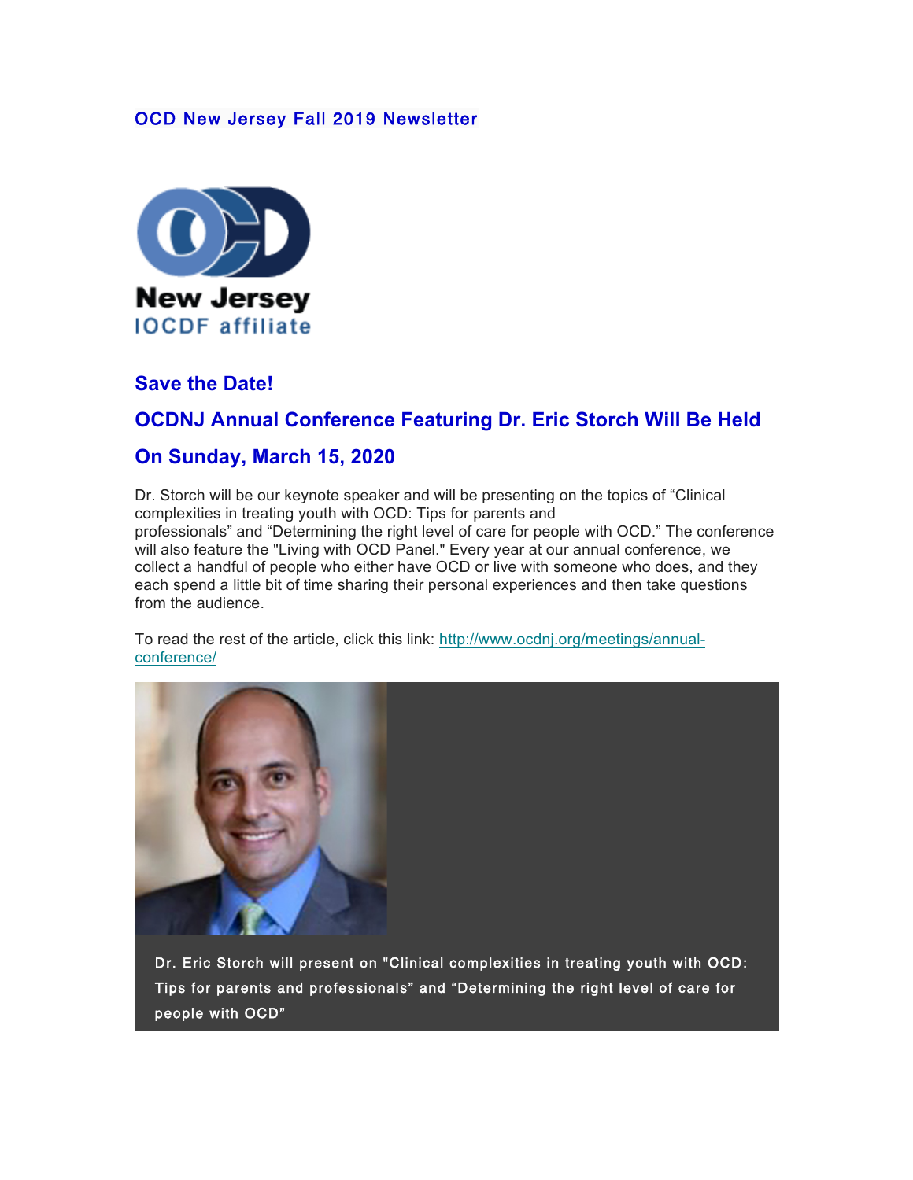OCD New Jersey Fall 2019 Newsletter

## Save the Date!

## OCDNJ Annual Conference Featuring Dr. Eric Storch Will Be Held On Sunday, March 15, 2020

Dr. Storch will be our keynote speaker and will be presenting on the topics of "Clinical complexities in treating youth with OCD: Tips for parents and professionals" and "Determining the right level of care for people with OCD." The conference will also feature the "Living with OCD Panel." Every year at our annual conference, we collect a handful of people who either have OCD or live with someone who does, and they each spend a little bit of time sharing their personal experiences and then take questions from the audience.

To read the rest of the article, click this link: http://www.ocdnj.org/meetings/annual-conference/

Dr. Eric Storch will present on "Clinical complexities in treating youth with OCD: Tips for parents and professionals" and "Determining the right level of care for people with OCD"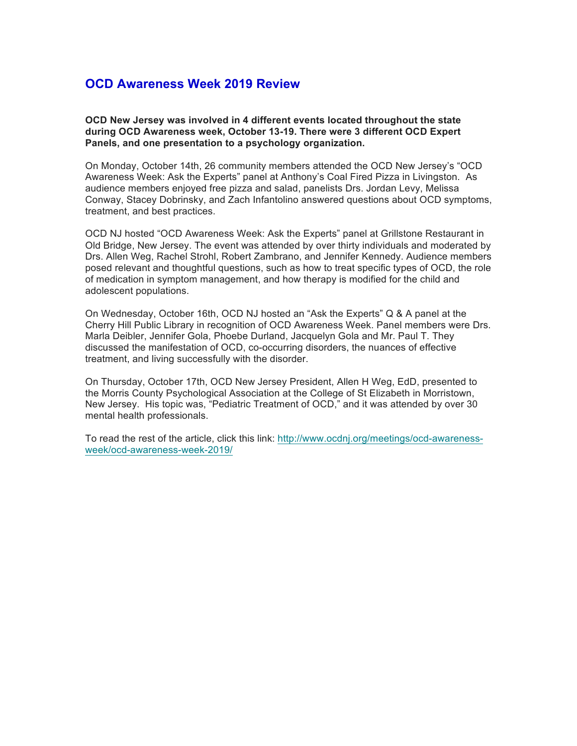## OCD Awareness Week 2019 Review

**OCD New Jersey was involved in 4 different events located throughout the state during OCD Awareness week, October 13-19. There were 3 different OCD Expert Panels, and one presentation to a psychology organization.**

On Monday, October 14th, 26 community members attended the OCD New Jersey's "OCD Awareness Week: Ask the Experts" panel at Anthony's Coal Fired Pizza in Livingston. As audience members enjoyed free pizza and salad, panelists Drs. Jordan Levy, Melissa Conway, Stacey Dobrinsky, and Zach Infantolino answered questions about OCD symptoms, treatment, and best practices.

OCD NJ hosted "OCD Awareness Week: Ask the Experts" panel at Grillstone Restaurant in Old Bridge, New Jersey. The event was attended by over thirty individuals and moderated by Drs. Allen Weg, Rachel Strohl, Robert Zambrano, and Jennifer Kennedy. Audience members posed relevant and thoughtful questions, such as how to treat specific types of OCD, the role of medication in symptom management, and how therapy is modified for the child and adolescent populations.

On Wednesday, October 16th, OCD NJ hosted an "Ask the Experts" Q & A panel at the Cherry Hill Public Library in recognition of OCD Awareness Week. Panel members were Drs. Marla Deibler, Jennifer Gola, Phoebe Durland, Jacquelyn Gola and Mr. Paul T. They discussed the manifestation of OCD, co-occurring disorders, the nuances of effective treatment, and living successfully with the disorder.

On Thursday, October 17th, OCD New Jersey President, Allen H Weg, EdD, presented to the Morris County Psychological Association at the College of St Elizabeth in Morristown, New Jersey. His topic was, "Pediatric Treatment of OCD," and it was attended by over 30 mental health professionals.

To read the rest of the article, click this link: http://www.ocdnj.org/meetings/ocd-awareness-week/ocd-awareness-week-2019/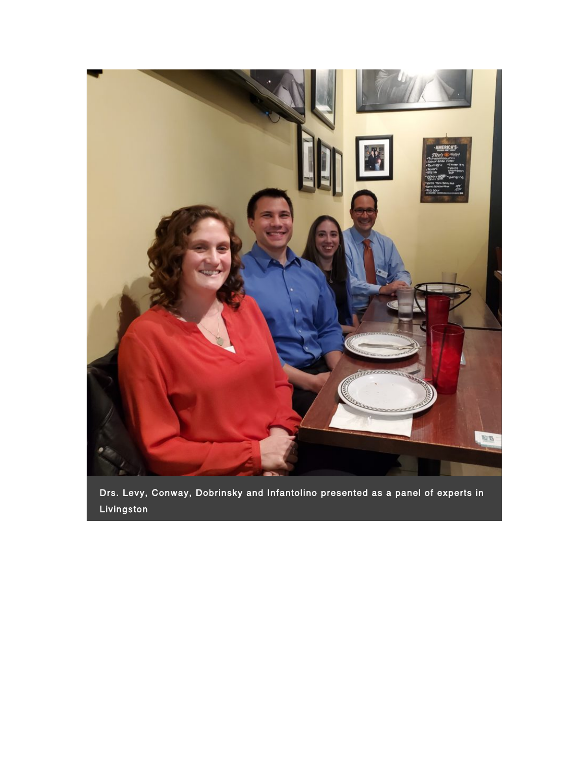Drs. Levy, Conway, Dobrinsky and Infantolino presented as a panel of experts in Livingston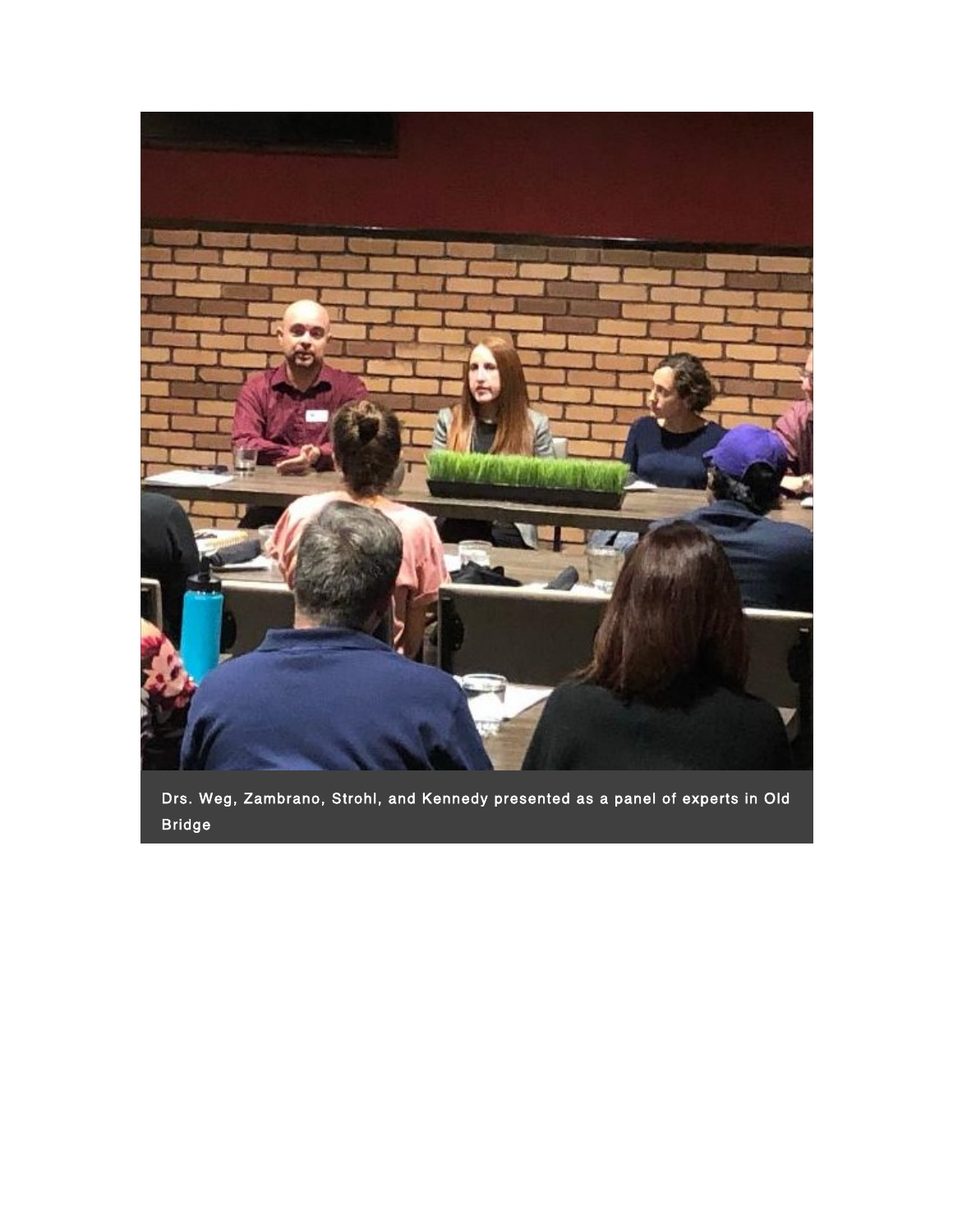Drs. Weg, Zambrano, Strohl, and Kennedy presented as a panel of experts in Old Bridge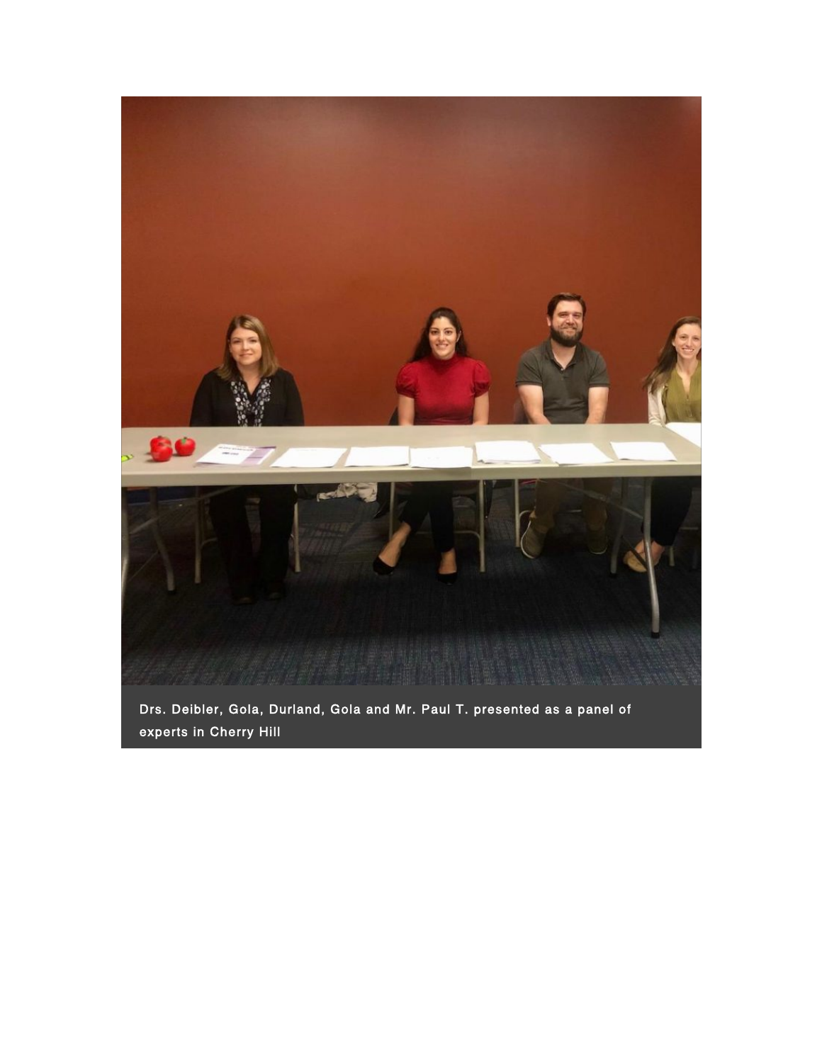Drs. Deibler, Gola, Durland, Gola and Mr. Paul T. presented as a panel of experts in Cherry Hill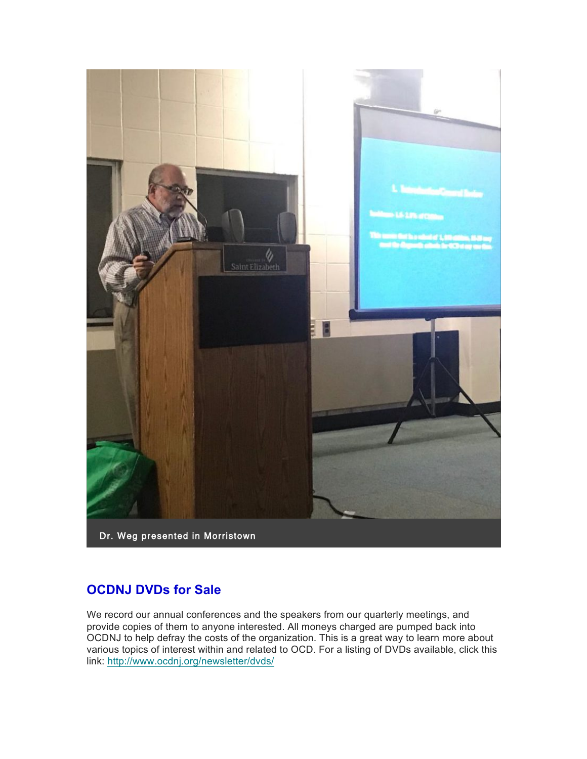Dr. Weg presented in Morristown

## OCDNJ DVDs for Sale

We record our annual conferences and the speakers from our quarterly meetings, and provide copies of them to anyone interested. All moneys charged are pumped back into OCDNJ to help defray the costs of the organization. This is a great way to learn more about various topics of interest within and related to OCD. For a listing of DVDs available, click this link: http://www.ocdnj.org/newsletter/dvds/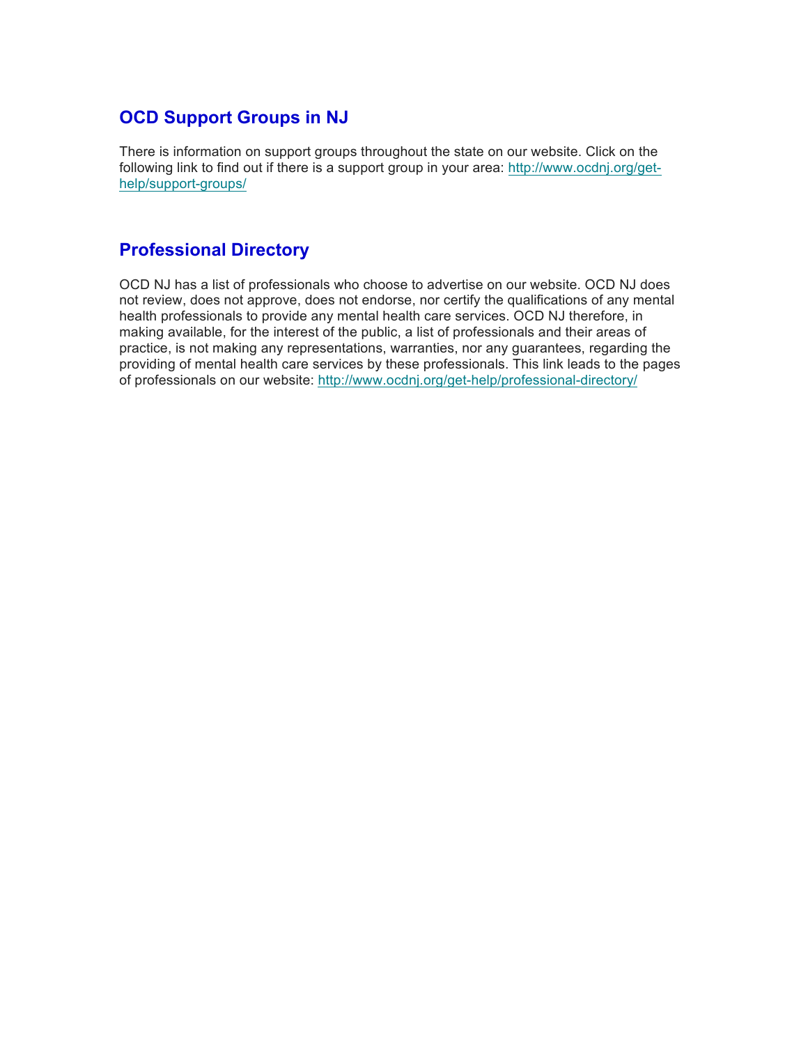## OCD Support Groups in NJ

There is information on support groups throughout the state on our website. Click on the following link to find out if there is a support group in your area: http://www.ocdnj.org/get-help/support-groups/

## Professional Directory

OCD NJ has a list of professionals who choose to advertise on our website. OCD NJ does not review, does not approve, does not endorse, nor certify the qualifications of any mental health professionals to provide any mental health care services. OCD NJ therefore, in making available, for the interest of the public, a list of professionals and their areas of practice, is not making any representations, warranties, nor any guarantees, regarding the providing of mental health care services by these professionals. This link leads to the pages of professionals on our website: http://www.ocdnj.org/get-help/professional-directory/